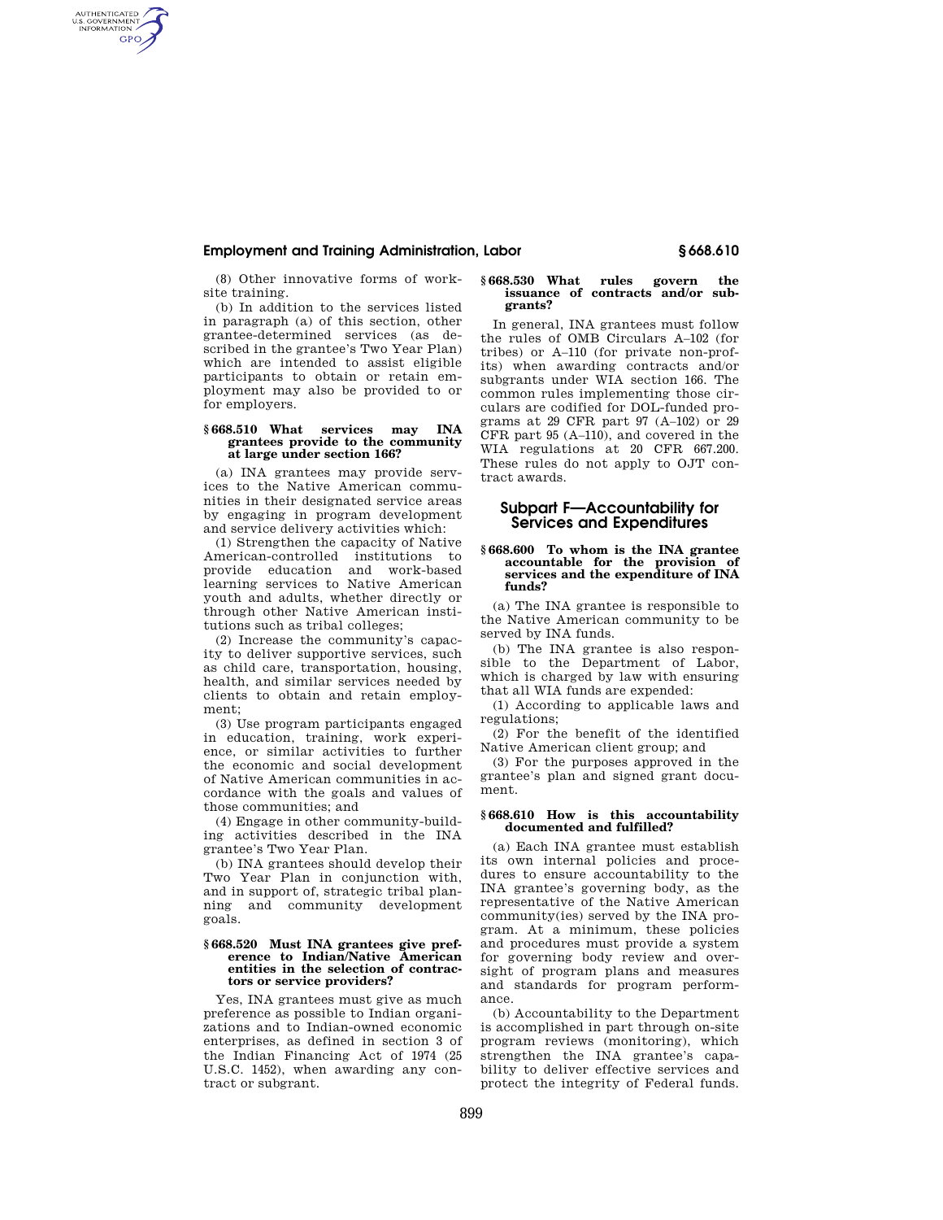(8) Other innovative forms of worksite training.

(b) In addition to the services listed in paragraph (a) of this section, other grantee-determined services (as described in the grantee's Two Year Plan) which are intended to assist eligible participants to obtain or retain employment may also be provided to or for employers.

### § 668.510 What services may INA grantees provide to the community at large under section 166?

(a) INA grantees may provide services to the Native American communities in their designated service areas by engaging in program development and service delivery activities which:

(1) Strengthen the capacity of Native American-controlled institutions to provide education and work-based learning services to Native American youth and adults, whether directly or through other Native American institutions such as tribal colleges;

(2) Increase the community's capacity to deliver supportive services, such as child care, transportation, housing, health, and similar services needed by clients to obtain and retain employment;

(3) Use program participants engaged in education, training, work experience, or similar activities to further the economic and social development of Native American communities in accordance with the goals and values of those communities; and

(4) Engage in other community-building activities described in the INA grantee's Two Year Plan.

(b) INA grantees should develop their Two Year Plan in conjunction with, and in support of, strategic tribal planning and community development goals.

### § 668.520 Must INA grantees give preference to Indian/Native American entities in the selection of contractors or service providers?

Yes, INA grantees must give as much preference as possible to Indian organizations and to Indian-owned economic enterprises, as defined in section 3 of the Indian Financing Act of 1974 (25 U.S.C. 1452), when awarding any contract or subgrant.

### § 668.530 What rules govern the issuance of contracts and/or subgrants?

In general, INA grantees must follow the rules of OMB Circulars A–102 (for tribes) or A–110 (for private non-profits) when awarding contracts and/or subgrants under WIA section 166. The common rules implementing those circulars are codified for DOL-funded programs at 29 CFR part 97 (A–102) or 29 CFR part 95 (A–110), and covered in the WIA regulations at 20 CFR 667.200. These rules do not apply to OJT contract awards.

## Subpart F—Accountability for Services and Expenditures

### § 668.600 To whom is the INA grantee accountable for the provision of services and the expenditure of INA funds?

(a) The INA grantee is responsible to the Native American community to be served by INA funds.

(b) The INA grantee is also responsible to the Department of Labor, which is charged by law with ensuring that all WIA funds are expended:

(1) According to applicable laws and regulations;

(2) For the benefit of the identified Native American client group; and

(3) For the purposes approved in the grantee's plan and signed grant document.

### § 668.610 How is this accountability documented and fulfilled?

(a) Each INA grantee must establish its own internal policies and procedures to ensure accountability to the INA grantee's governing body, as the representative of the Native American community(ies) served by the INA program. At a minimum, these policies and procedures must provide a system for governing body review and oversight of program plans and measures and standards for program performance.

(b) Accountability to the Department is accomplished in part through on-site program reviews (monitoring), which strengthen the INA grantee's capability to deliver effective services and protect the integrity of Federal funds.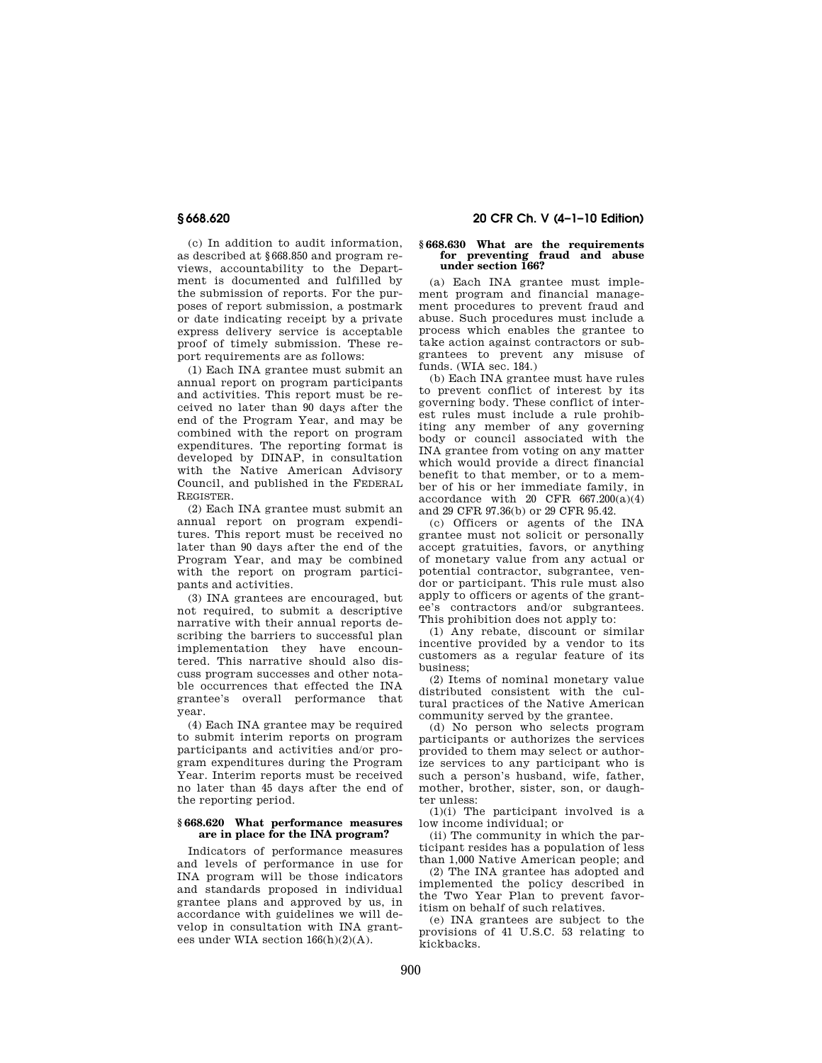(c) In addition to audit information, as described at §668.850 and program reviews, accountability to the Department is documented and fulfilled by the submission of reports. For the purposes of report submission, a postmark or date indicating receipt by a private express delivery service is acceptable proof of timely submission. These report requirements are as follows:

(1) Each INA grantee must submit an annual report on program participants and activities. This report must be received no later than 90 days after the end of the Program Year, and may be combined with the report on program expenditures. The reporting format is developed by DINAP, in consultation with the Native American Advisory Council, and published in the FEDERAL REGISTER.

(2) Each INA grantee must submit an annual report on program expenditures. This report must be received no later than 90 days after the end of the Program Year, and may be combined with the report on program participants and activities.

(3) INA grantees are encouraged, but not required, to submit a descriptive narrative with their annual reports describing the barriers to successful plan implementation they have encountered. This narrative should also discuss program successes and other notable occurrences that effected the INA grantee's overall performance that year.

(4) Each INA grantee may be required to submit interim reports on program participants and activities and/or program expenditures during the Program Year. Interim reports must be received no later than 45 days after the end of the reporting period.

### §668.620 What performance measures are in place for the INA program?

Indicators of performance measures and levels of performance in use for INA program will be those indicators and standards proposed in individual grantee plans and approved by us, in accordance with guidelines we will develop in consultation with INA grantees under WIA section 166(h)(2)(A).

### §668.630 What are the requirements for preventing fraud and abuse under section 166?

(a) Each INA grantee must implement program and financial management procedures to prevent fraud and abuse. Such procedures must include a process which enables the grantee to take action against contractors or subgrantees to prevent any misuse of funds. (WIA sec. 184.)

(b) Each INA grantee must have rules to prevent conflict of interest by its governing body. These conflict of interest rules must include a rule prohibiting any member of any governing body or council associated with the INA grantee from voting on any matter which would provide a direct financial benefit to that member, or to a member of his or her immediate family, in accordance with 20 CFR 667.200(a)(4) and 29 CFR 97.36(b) or 29 CFR 95.42.

(c) Officers or agents of the INA grantee must not solicit or personally accept gratuities, favors, or anything of monetary value from any actual or potential contractor, subgrantee, vendor or participant. This rule must also apply to officers or agents of the grantee's contractors and/or subgrantees. This prohibition does not apply to:

(1) Any rebate, discount or similar incentive provided by a vendor to its customers as a regular feature of its business;

(2) Items of nominal monetary value distributed consistent with the cultural practices of the Native American community served by the grantee.

(d) No person who selects program participants or authorizes the services provided to them may select or authorize services to any participant who is such a person's husband, wife, father, mother, brother, sister, son, or daughter unless:

(1)(i) The participant involved is a low income individual; or

(ii) The community in which the participant resides has a population of less than 1,000 Native American people; and

(2) The INA grantee has adopted and implemented the policy described in the Two Year Plan to prevent favoritism on behalf of such relatives.

(e) INA grantees are subject to the provisions of 41 U.S.C. 53 relating to kickbacks.